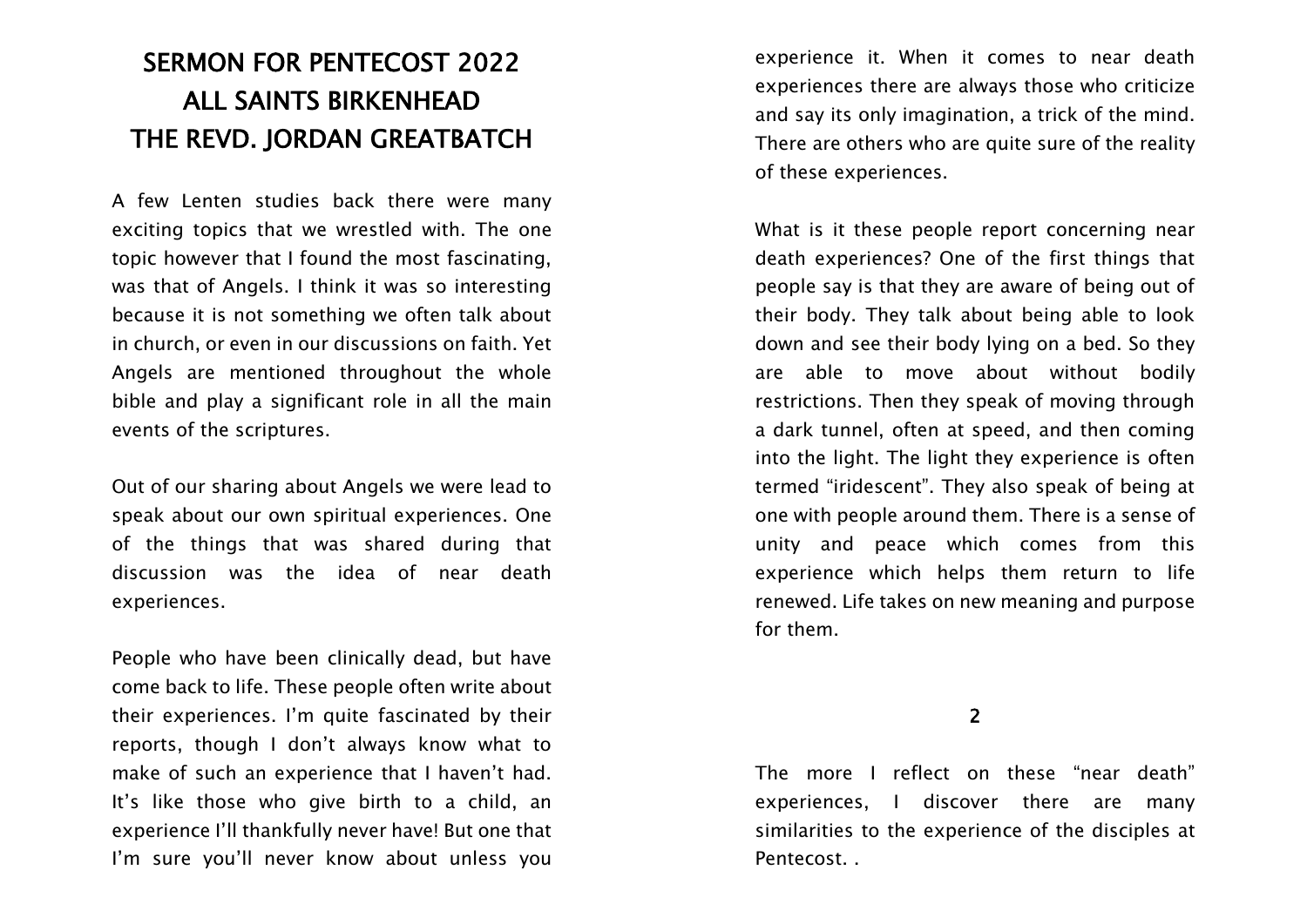# SERMON FOR PENTECOST 2022
# ALL SAINTS BIRKENHEAD
# THE REVD. JORDAN GREATBATCH

A few Lenten studies back there were many exciting topics that we wrestled with. The one topic however that I found the most fascinating, was that of Angels. I think it was so interesting because it is not something we often talk about in church, or even in our discussions on faith. Yet Angels are mentioned throughout the whole bible and play a significant role in all the main events of the scriptures.

Out of our sharing about Angels we were lead to speak about our own spiritual experiences. One of the things that was shared during that discussion was the idea of near death experiences.

People who have been clinically dead, but have come back to life. These people often write about their experiences. I'm quite fascinated by their reports, though I don't always know what to make of such an experience that I haven't had. It's like those who give birth to a child, an experience I'll thankfully never have! But one that I'm sure you'll never know about unless you experience it. When it comes to near death experiences there are always those who criticize and say its only imagination, a trick of the mind. There are others who are quite sure of the reality of these experiences.

What is it these people report concerning near death experiences? One of the first things that people say is that they are aware of being out of their body. They talk about being able to look down and see their body lying on a bed. So they are able to move about without bodily restrictions. Then they speak of moving through a dark tunnel, often at speed, and then coming into the light. The light they experience is often termed "iridescent". They also speak of being at one with people around them. There is a sense of unity and peace which comes from this experience which helps them return to life renewed. Life takes on new meaning and purpose for them.

The more I reflect on these "near death" experiences, I discover there are many similarities to the experience of the disciples at Pentecost. .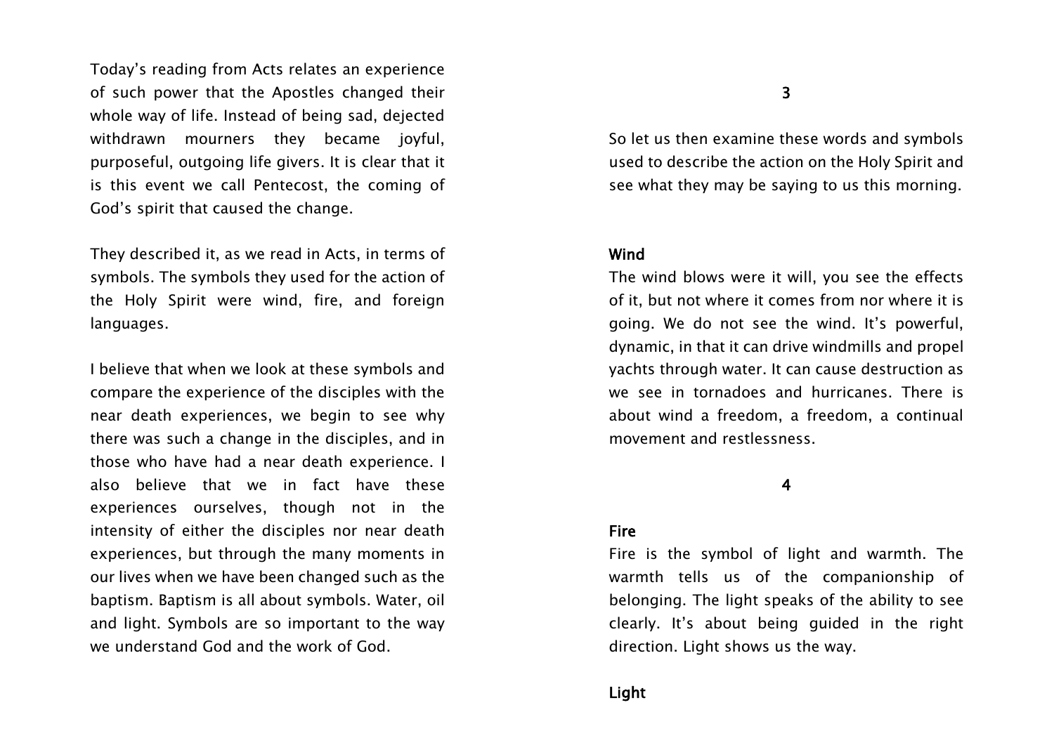Today's reading from Acts relates an experience of such power that the Apostles changed their whole way of life. Instead of being sad, dejected withdrawn mourners they became joyful, purposeful, outgoing life givers. It is clear that it is this event we call Pentecost, the coming of God's spirit that caused the change.

They described it, as we read in Acts, in terms of symbols. The symbols they used for the action of the Holy Spirit were wind, fire, and foreign languages.

I believe that when we look at these symbols and compare the experience of the disciples with the near death experiences, we begin to see why there was such a change in the disciples, and in those who have had a near death experience. I also believe that we in fact have these experiences ourselves, though not in the intensity of either the disciples nor near death experiences, but through the many moments in our lives when we have been changed such as the baptism. Baptism is all about symbols. Water, oil and light. Symbols are so important to the way we understand God and the work of God.

**3**

So let us then examine these words and symbols used to describe the action on the Holy Spirit and see what they may be saying to us this morning.

**Wind**

The wind blows were it will, you see the effects of it, but not where it comes from nor where it is going. We do not see the wind. It's powerful, dynamic, in that it can drive windmills and propel yachts through water. It can cause destruction as we see in tornadoes and hurricanes. There is about wind a freedom, a freedom, a continual movement and restlessness.

**4**

**Fire**

Fire is the symbol of light and warmth. The warmth tells us of the companionship of belonging. The light speaks of the ability to see clearly. It's about being guided in the right direction. Light shows us the way.

**Light**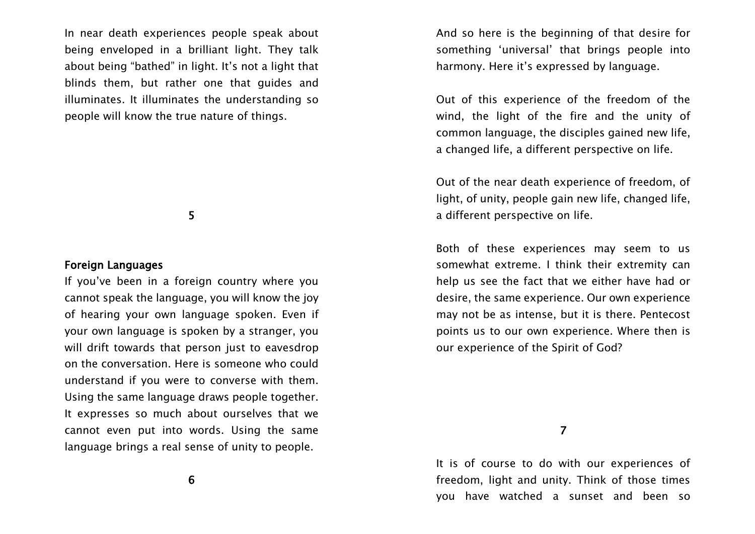In near death experiences people speak about being enveloped in a brilliant light. They talk about being "bathed" in light. It's not a light that blinds them, but rather one that guides and illuminates. It illuminates the understanding so people will know the true nature of things.

## Foreign Languages

If you've been in a foreign country where you cannot speak the language, you will know the joy of hearing your own language spoken. Even if your own language is spoken by a stranger, you will drift towards that person just to eavesdrop on the conversation. Here is someone who could understand if you were to converse with them. Using the same language draws people together. It expresses so much about ourselves that we cannot even put into words. Using the same language brings a real sense of unity to people.

And so here is the beginning of that desire for something 'universal' that brings people into harmony. Here it's expressed by language.

Out of this experience of the freedom of the wind, the light of the fire and the unity of common language, the disciples gained new life, a changed life, a different perspective on life.

Out of the near death experience of freedom, of light, of unity, people gain new life, changed life, a different perspective on life.

Both of these experiences may seem to us somewhat extreme. I think their extremity can help us see the fact that we either have had or desire, the same experience. Our own experience may not be as intense, but it is there. Pentecost points us to our own experience. Where then is our experience of the Spirit of God?

It is of course to do with our experiences of freedom, light and unity. Think of those times you have watched a sunset and been so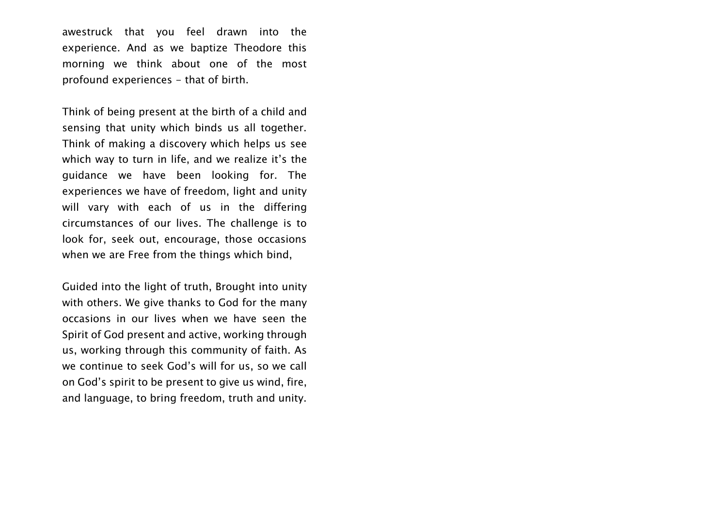awestruck that you feel drawn into the experience. And as we baptize Theodore this morning we think about one of the most profound experiences – that of birth.

Think of being present at the birth of a child and sensing that unity which binds us all together. Think of making a discovery which helps us see which way to turn in life, and we realize it's the guidance we have been looking for. The experiences we have of freedom, light and unity will vary with each of us in the differing circumstances of our lives. The challenge is to look for, seek out, encourage, those occasions when we are Free from the things which bind,

Guided into the light of truth, Brought into unity with others. We give thanks to God for the many occasions in our lives when we have seen the Spirit of God present and active, working through us, working through this community of faith. As we continue to seek God's will for us, so we call on God's spirit to be present to give us wind, fire, and language, to bring freedom, truth and unity.